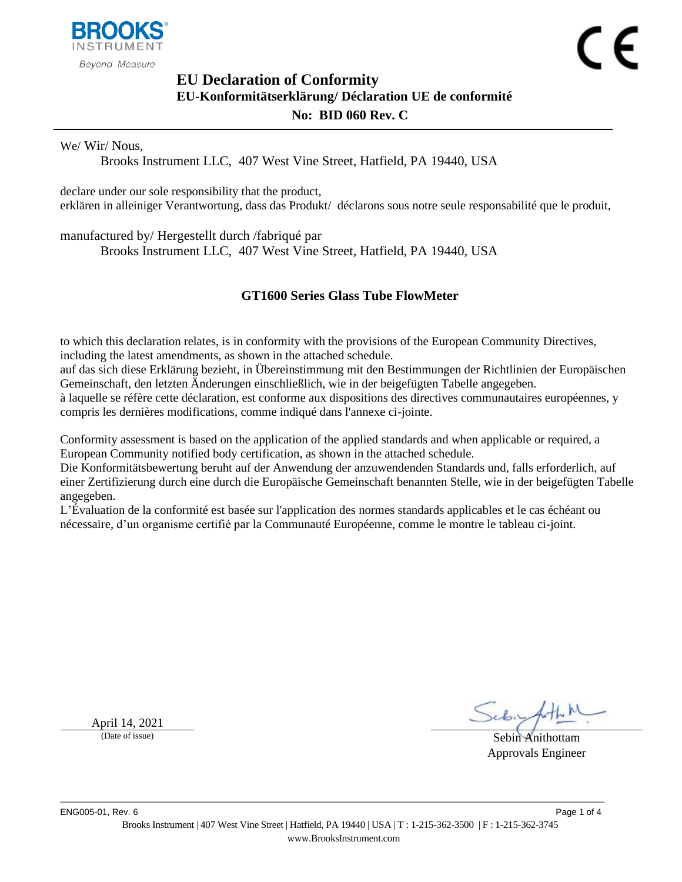# EU Declaration of Conformity

## EU-Konformitätserklärung/ Déclaration UE de conformité

## No: BID 060 Rev. C

---

We/ Wir/ Nous,

Brooks Instrument LLC, 407 West Vine Street, Hatfield, PA 19440, USA

declare under our sole responsibility that the product,
erklären in alleiniger Verantwortung, dass das Produkt/ déclarons sous notre seule responsabilité que le produit,

manufactured by/ Hergestellt durch /fabriqué par

Brooks Instrument LLC, 407 West Vine Street, Hatfield, PA 19440, USA

**GT1600 Series Glass Tube FlowMeter**

to which this declaration relates, is in conformity with the provisions of the European Community Directives, including the latest amendments, as shown in the attached schedule.
auf das sich diese Erklärung bezieht, in Übereinstimmung mit den Bestimmungen der Richtlinien der Europäischen Gemeinschaft, den letzten Änderungen einschließlich, wie in der beigefügten Tabelle angegeben.
à laquelle se réfère cette déclaration, est conforme aux dispositions des directives communautaires européennes, y compris les dernières modifications, comme indiqué dans l'annexe ci-jointe.

Conformity assessment is based on the application of the applied standards and when applicable or required, a European Community notified body certification, as shown in the attached schedule.
Die Konformitätsbewertung beruht auf der Anwendung der anzuwendenden Standards und, falls erforderlich, auf einer Zertifizierung durch eine durch die Europäische Gemeinschaft benannten Stelle, wie in der beigefügten Tabelle angegeben.
L'Évaluation de la conformité est basée sur l'application des normes standards applicables et le cas échéant ou nécessaire, d'un organisme certifié par la Communauté Européenne, comme le montre le tableau ci-joint.

April 14, 2021
(Date of issue)

Sebin Anithottam
Approvals Engineer

ENG005-01, Rev. 6

Brooks Instrument | 407 West Vine Street | Hatfield, PA 19440 | USA | T : 1-215-362-3500 | F : 1-215-362-3745
www.BrooksInstrument.com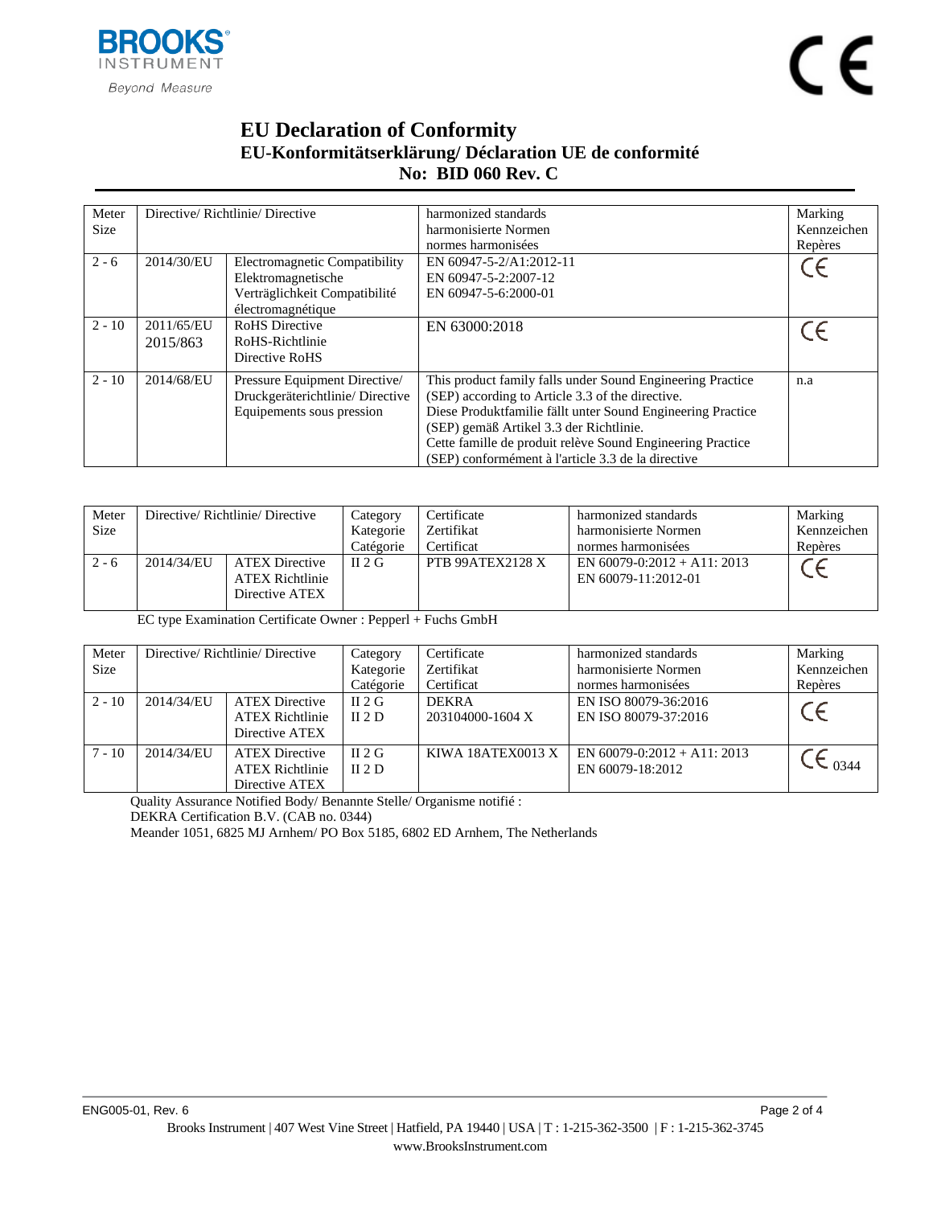# EU Declaration of Conformity

## EU-Konformitätserklärung/ Déclaration UE de conformité

## No: BID 060 Rev. C

| Meter Size | Directive/ Richtlinie/ Directive | | harmonized standards<br>harmonisierte Normen<br>normes harmonisées | Marking<br>Kennzeichen<br>Repères |
|---|---|---|---|---|
| 2 - 6 | 2014/30/EU | Electromagnetic Compatibility<br>Elektromagnetische Verträglichkeit Compatibilité électromagnétique | EN 60947-5-2/A1:2012-11<br>EN 60947-5-2:2007-12<br>EN 60947-5-6:2000-01 | CE |
| 2 - 10 | 2011/65/EU<br>2015/863 | RoHS Directive<br>RoHS-Richtlinie<br>Directive RoHS | EN 63000:2018 | CE |
| 2 - 10 | 2014/68/EU | Pressure Equipment Directive/ Druckgeräterichtlinie/ Directive Equipements sous pression | This product family falls under Sound Engineering Practice (SEP) according to Article 3.3 of the directive.<br>Diese Produktfamilie fällt unter Sound Engineering Practice (SEP) gemäß Artikel 3.3 der Richtlinie.<br>Cette famille de produit relève Sound Engineering Practice (SEP) conformément à l'article 3.3 de la directive | n.a |

| Meter Size | Directive/ Richtlinie/ Directive | | Category<br>Kategorie<br>Catégorie | Certificate<br>Zertifikat<br>Certificat | harmonized standards<br>harmonisierte Normen<br>normes harmonisées | Marking<br>Kennzeichen<br>Repères |
|---|---|---|---|---|---|---|
| 2 - 6 | 2014/34/EU | ATEX Directive<br>ATEX Richtlinie<br>Directive ATEX | II 2 G | PTB 99ATEX2128 X | EN 60079-0:2012 + A11: 2013<br>EN 60079-11:2012-01 | CE |

EC type Examination Certificate Owner : Pepperl + Fuchs GmbH

| Meter Size | Directive/ Richtlinie/ Directive | | Category<br>Kategorie<br>Catégorie | Certificate<br>Zertifikat<br>Certificat | harmonized standards<br>harmonisierte Normen<br>normes harmonisées | Marking<br>Kennzeichen<br>Repères |
|---|---|---|---|---|---|---|
| 2 - 10 | 2014/34/EU | ATEX Directive<br>ATEX Richtlinie<br>Directive ATEX | II 2 G<br>II 2 D | DEKRA<br>203104000-1604 X | EN ISO 80079-36:2016<br>EN ISO 80079-37:2016 | CE |
| 7 - 10 | 2014/34/EU | ATEX Directive<br>ATEX Richtlinie<br>Directive ATEX | II 2 G<br>II 2 D | KIWA 18ATEX0013 X | EN 60079-0:2012 + A11: 2013<br>EN 60079-18:2012 | CE 0344 |

Quality Assurance Notified Body/ Benannte Stelle/ Organisme notifié :
DEKRA Certification B.V. (CAB no. 0344)
Meander 1051, 6825 MJ Arnhem/ PO Box 5185, 6802 ED Arnhem, The Netherlands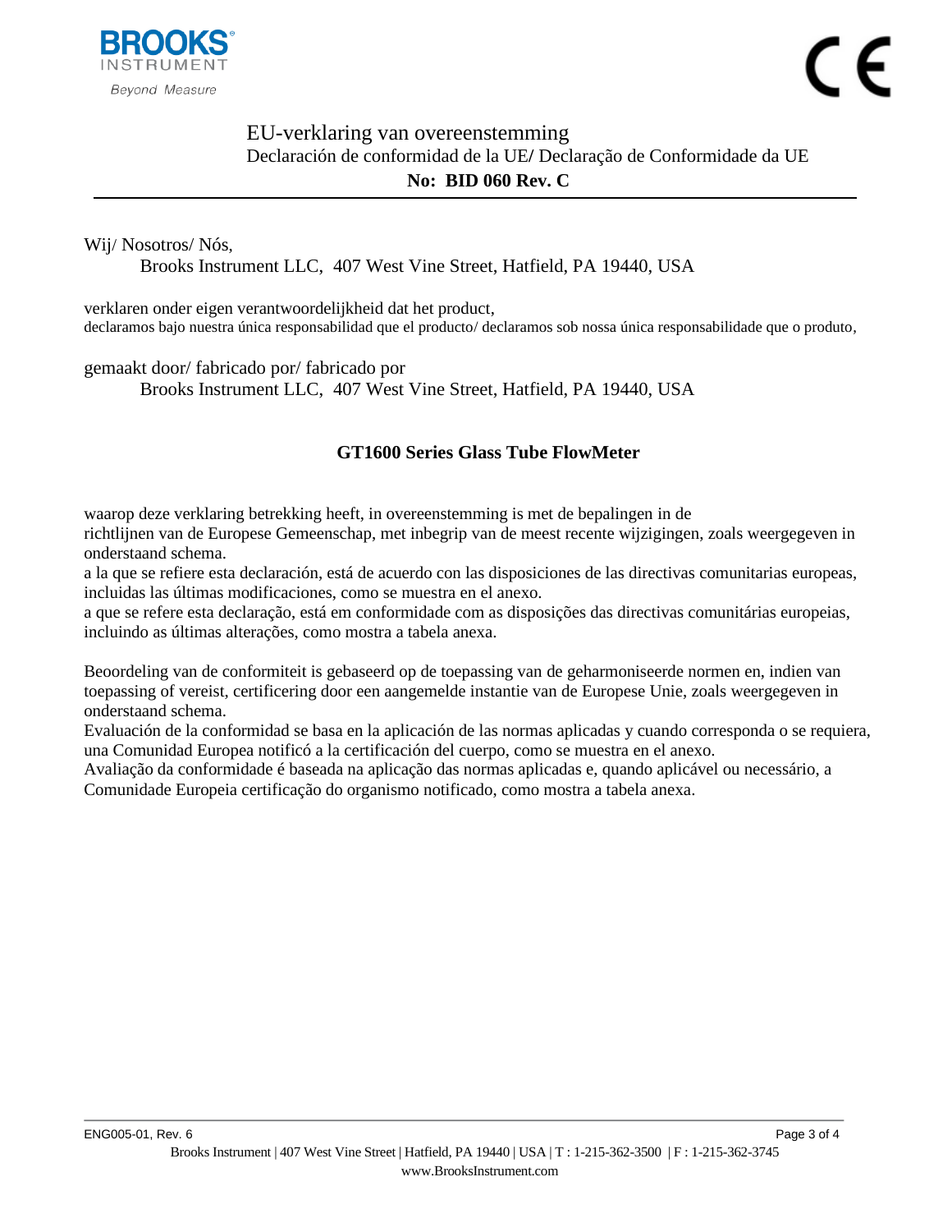# EU-verklaring van overeenstemming

Declaración de conformidad de la UE/ Declaração de Conformidade da UE

**No: BID 060 Rev. C**

Wij/ Nosotros/ Nós,

Brooks Instrument LLC, 407 West Vine Street, Hatfield, PA 19440, USA

verklaren onder eigen verantwoordelijkheid dat het product,
declaramos bajo nuestra única responsabilidad que el producto/ declaramos sob nossa única responsabilidade que o produto,

gemaakt door/ fabricado por/ fabricado por

Brooks Instrument LLC, 407 West Vine Street, Hatfield, PA 19440, USA

**GT1600 Series Glass Tube FlowMeter**

waarop deze verklaring betrekking heeft, in overeenstemming is met de bepalingen in de richtlijnen van de Europese Gemeenschap, met inbegrip van de meest recente wijzigingen, zoals weergegeven in onderstaand schema.
a la que se refiere esta declaración, está de acuerdo con las disposiciones de las directivas comunitarias europeas, incluidas las últimas modificaciones, como se muestra en el anexo.
a que se refere esta declaração, está em conformidade com as disposições das directivas comunitárias europeias, incluindo as últimas alterações, como mostra a tabela anexa.

Beoordeling van de conformiteit is gebaseerd op de toepassing van de geharmoniseerde normen en, indien van toepassing of vereist, certificering door een aangemelde instantie van de Europese Unie, zoals weergegeven in onderstaand schema.
Evaluación de la conformidad se basa en la aplicación de las normas aplicadas y cuando corresponda o se requiera, una Comunidad Europea notificó a la certificación del cuerpo, como se muestra en el anexo.
Avaliação da conformidade é baseada na aplicação das normas aplicadas e, quando aplicável ou necessário, a Comunidade Europeia certificação do organismo notificado, como mostra a tabela anexa.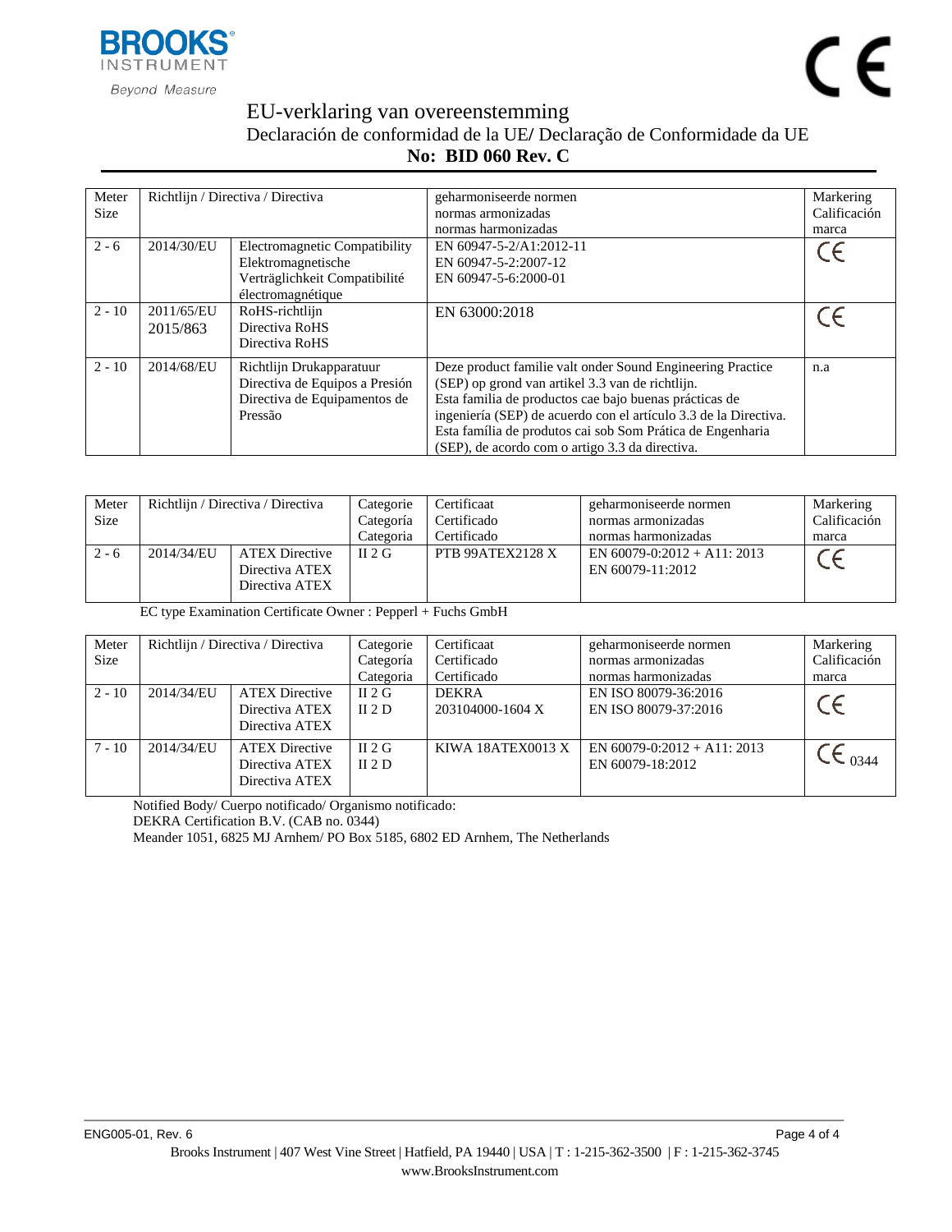# EU-verklaring van overeenstemming

## Declaración de conformidad de la UE/ Declaração de Conformidade da UE

**No: BID 060 Rev. C**

| Meter Size | Richtlijn / Directiva / Directiva | | geharmoniseerde normen normas armonizadas normas harmonizadas | Markering Calificación marca |
|---|---|---|---|---|
| 2 - 6 | 2014/30/EU | Electromagnetic Compatibility Elektromagnetische Verträglichkeit Compatibilité électromagnétique | EN 60947-5-2/A1:2012-11 EN 60947-5-2:2007-12 EN 60947-5-6:2000-01 | CE |
| 2 - 10 | 2011/65/EU 2015/863 | RoHS-richtlijn Directiva RoHS Directiva RoHS | EN 63000:2018 | CE |
| 2 - 10 | 2014/68/EU | Richtlijn Drukapparatuur Directiva de Equipos a Presión Directiva de Equipamentos de Pressão | Deze product familie valt onder Sound Engineering Practice (SEP) op grond van artikel 3.3 van de richtlijn. Esta familia de productos cae bajo buenas prácticas de ingeniería (SEP) de acuerdo con el artículo 3.3 de la Directiva. Esta família de produtos cai sob Som Prática de Engenharia (SEP), de acordo com o artigo 3.3 da directiva. | n.a |

| Meter Size | Richtlijn / Directiva / Directiva | | Categorie Categoría Categoria | Certificaat Certificado Certificado | geharmoniseerde normen normas armonizadas normas harmonizadas | Markering Calificación marca |
|---|---|---|---|---|---|---|
| 2 - 6 | 2014/34/EU | ATEX Directive Directiva ATEX Directiva ATEX | II 2 G | PTB 99ATEX2128 X | EN 60079-0:2012 + A11: 2013 EN 60079-11:2012 | CE |

EC type Examination Certificate Owner : Pepperl + Fuchs GmbH

| Meter Size | Richtlijn / Directiva / Directiva | | Categorie Categoría Categoria | Certificaat Certificado Certificado | geharmoniseerde normen normas armonizadas normas harmonizadas | Markering Calificación marca |
|---|---|---|---|---|---|---|
| 2 - 10 | 2014/34/EU | ATEX Directive Directiva ATEX Directiva ATEX | II 2 G II 2 D | DEKRA 203104000-1604 X | EN ISO 80079-36:2016 EN ISO 80079-37:2016 | CE |
| 7 - 10 | 2014/34/EU | ATEX Directive Directiva ATEX Directiva ATEX | II 2 G II 2 D | KIWA 18ATEX0013 X | EN 60079-0:2012 + A11: 2013 EN 60079-18:2012 | CE 0344 |

Notified Body/ Cuerpo notificado/ Organismo notificado:
DEKRA Certification B.V. (CAB no. 0344)
Meander 1051, 6825 MJ Arnhem/ PO Box 5185, 6802 ED Arnhem, The Netherlands

ENG005-01, Rev. 6

Brooks Instrument | 407 West Vine Street | Hatfield, PA 19440 | USA | T : 1-215-362-3500 | F : 1-215-362-3745
www.BrooksInstrument.com